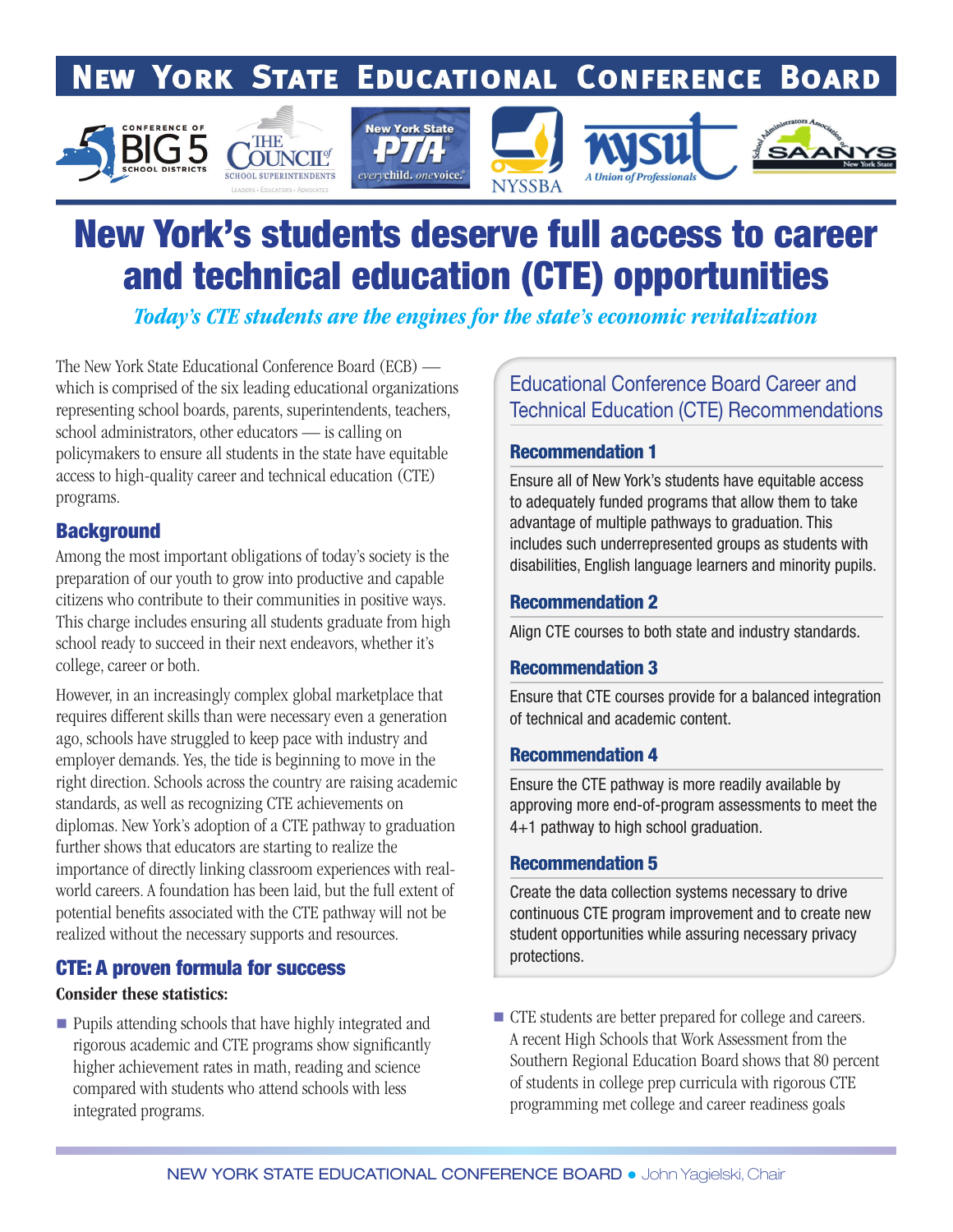# New York State Educational Conference Board

# New York's students deserve full access to career and technical education (CTE) opportunities

*Today's CTE students are the engines for the state's economic revitalization*

The New York State Educational Conference Board (ECB) — which is comprised of the six leading educational organizations representing school boards, parents, superintendents, teachers, school administrators, other educators — is calling on policymakers to ensure all students in the state have equitable access to high-quality career and technical education (CTE) programs.

## Background

Among the most important obligations of today's society is the preparation of our youth to grow into productive and capable citizens who contribute to their communities in positive ways. This charge includes ensuring all students graduate from high school ready to succeed in their next endeavors, whether it's college, career or both.

However, in an increasingly complex global marketplace that requires different skills than were necessary even a generation ago, schools have struggled to keep pace with industry and employer demands. Yes, the tide is beginning to move in the right direction. Schools across the country are raising academic standards, as well as recognizing CTE achievements on diplomas. New York's adoption of a CTE pathway to graduation further shows that educators are starting to realize the importance of directly linking classroom experiences with real-world careers. A foundation has been laid, but the full extent of potential benefits associated with the CTE pathway will not be realized without the necessary supports and resources.

## Educational Conference Board Career and Technical Education (CTE) Recommendations

### Recommendation 1

Ensure all of New York's students have equitable access to adequately funded programs that allow them to take advantage of multiple pathways to graduation. This includes such underrepresented groups as students with disabilities, English language learners and minority pupils.

### Recommendation 2

Align CTE courses to both state and industry standards.

### Recommendation 3

Ensure that CTE courses provide for a balanced integration of technical and academic content.

### Recommendation 4

Ensure the CTE pathway is more readily available by approving more end-of-program assessments to meet the 4+1 pathway to high school graduation.

### Recommendation 5

Create the data collection systems necessary to drive continuous CTE program improvement and to create new student opportunities while assuring necessary privacy protections.

## CTE: A proven formula for success

**Consider these statistics:**

- Pupils attending schools that have highly integrated and rigorous academic and CTE programs show significantly higher achievement rates in math, reading and science compared with students who attend schools with less integrated programs.
- CTE students are better prepared for college and careers. A recent High Schools that Work Assessment from the Southern Regional Education Board shows that 80 percent of students in college prep curricula with rigorous CTE programming met college and career readiness goals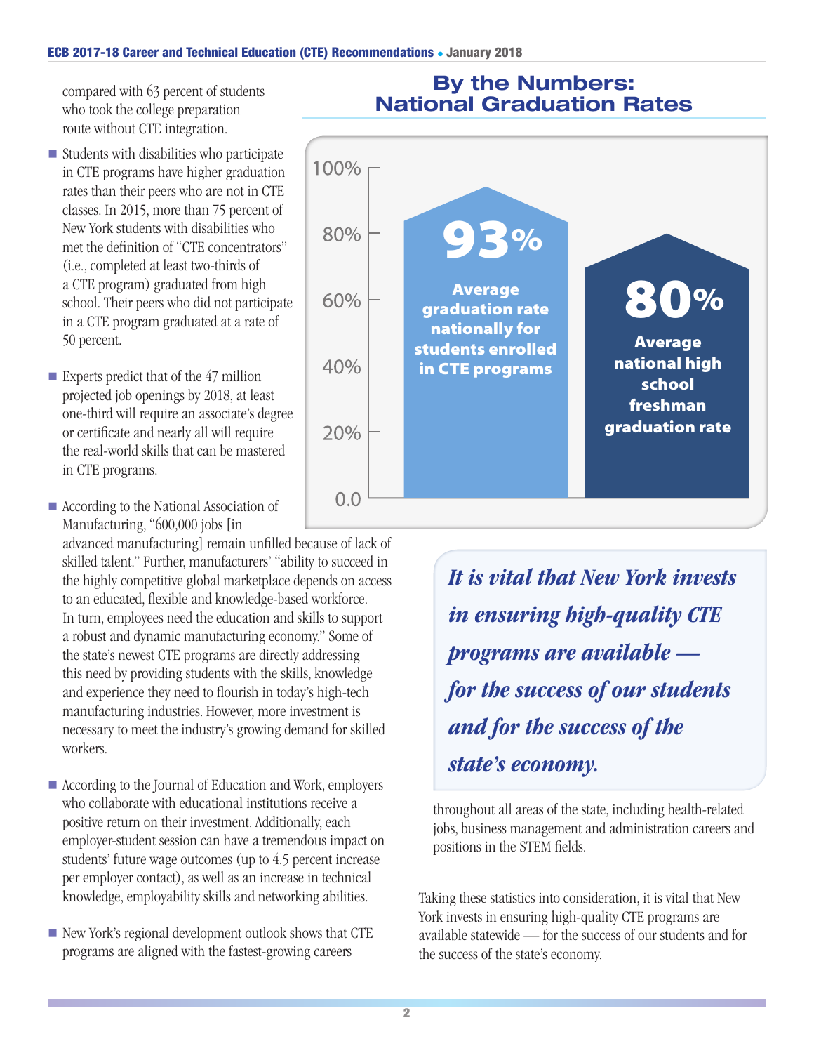compared with 63 percent of students who took the college preparation route without CTE integration.

- Students with disabilities who participate in CTE programs have higher graduation rates than their peers who are not in CTE classes. In 2015, more than 75 percent of New York students with disabilities who met the definition of "CTE concentrators" (i.e., completed at least two-thirds of a CTE program) graduated from high school. Their peers who did not participate in a CTE program graduated at a rate of 50 percent.
- Experts predict that of the 47 million projected job openings by 2018, at least one-third will require an associate's degree or certificate and nearly all will require the real-world skills that can be mastered in CTE programs.
- According to the National Association of Manufacturing, "600,000 jobs [in advanced manufacturing] remain unfilled because of lack of skilled talent." Further, manufacturers' "ability to succeed in the highly competitive global marketplace depends on access to an educated, flexible and knowledge-based workforce. In turn, employees need the education and skills to support a robust and dynamic manufacturing economy." Some of the state's newest CTE programs are directly addressing this need by providing students with the skills, knowledge and experience they need to flourish in today's high-tech manufacturing industries. However, more investment is necessary to meet the industry's growing demand for skilled workers.
- According to the Journal of Education and Work, employers who collaborate with educational institutions receive a positive return on their investment. Additionally, each employer-student session can have a tremendous impact on students' future wage outcomes (up to 4.5 percent increase per employer contact), as well as an increase in technical knowledge, employability skills and networking abilities.
- New York's regional development outlook shows that CTE programs are aligned with the fastest-growing careers throughout all areas of the state, including health-related jobs, business management and administration careers and positions in the STEM fields.

## By the Numbers: National Graduation Rates

| Measure | Rate |
|---|---|
| Average graduation rate nationally for students enrolled in CTE programs | 93% |
| Average national high school freshman graduation rate | 80% |

> ***It is vital that New York invests in ensuring high-quality CTE programs are available — for the success of our students and for the success of the state's economy.***

Taking these statistics into consideration, it is vital that New York invests in ensuring high-quality CTE programs are available statewide — for the success of our students and for the success of the state's economy.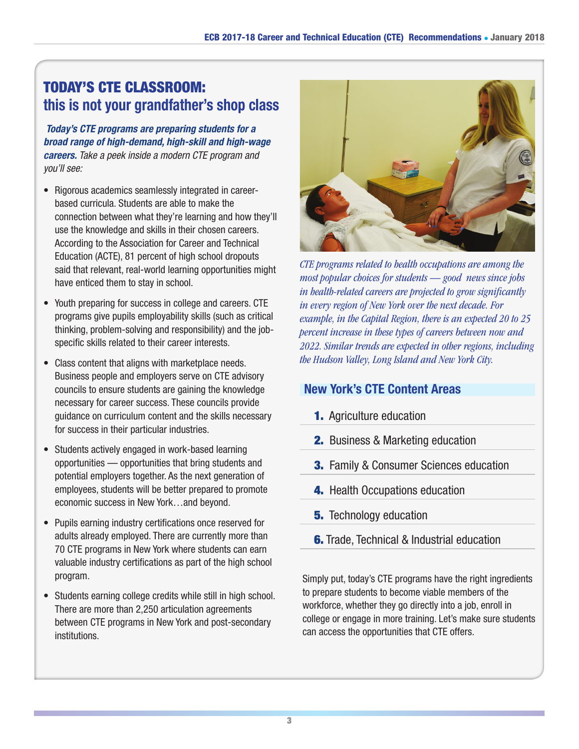# TODAY'S CTE CLASSROOM: this is not your grandfather's shop class

***Today's CTE programs are preparing students for a broad range of high-demand, high-skill and high-wage careers.*** *Take a peek inside a modern CTE program and you'll see:*

- Rigorous academics seamlessly integrated in career-based curricula. Students are able to make the connection between what they're learning and how they'll use the knowledge and skills in their chosen careers. According to the Association for Career and Technical Education (ACTE), 81 percent of high school dropouts said that relevant, real-world learning opportunities might have enticed them to stay in school.
- Youth preparing for success in college and careers. CTE programs give pupils employability skills (such as critical thinking, problem-solving and responsibility) and the job-specific skills related to their career interests.
- Class content that aligns with marketplace needs. Business people and employers serve on CTE advisory councils to ensure students are gaining the knowledge necessary for career success. These councils provide guidance on curriculum content and the skills necessary for success in their particular industries.
- Students actively engaged in work-based learning opportunities — opportunities that bring students and potential employers together. As the next generation of employees, students will be better prepared to promote economic success in New York…and beyond.
- Pupils earning industry certifications once reserved for adults already employed. There are currently more than 70 CTE programs in New York where students can earn valuable industry certifications as part of the high school program.
- Students earning college credits while still in high school. There are more than 2,250 articulation agreements between CTE programs in New York and post-secondary institutions.

*CTE programs related to health occupations are among the most popular choices for students — good news since jobs in health-related careers are projected to grow significantly in every region of New York over the next decade. For example, in the Capital Region, there is an expected 20 to 25 percent increase in these types of careers between now and 2022. Similar trends are expected in other regions, including the Hudson Valley, Long Island and New York City.*

## New York's CTE Content Areas

1. Agriculture education
2. Business & Marketing education
3. Family & Consumer Sciences education
4. Health Occupations education
5. Technology education
6. Trade, Technical & Industrial education

Simply put, today's CTE programs have the right ingredients to prepare students to become viable members of the workforce, whether they go directly into a job, enroll in college or engage in more training. Let's make sure students can access the opportunities that CTE offers.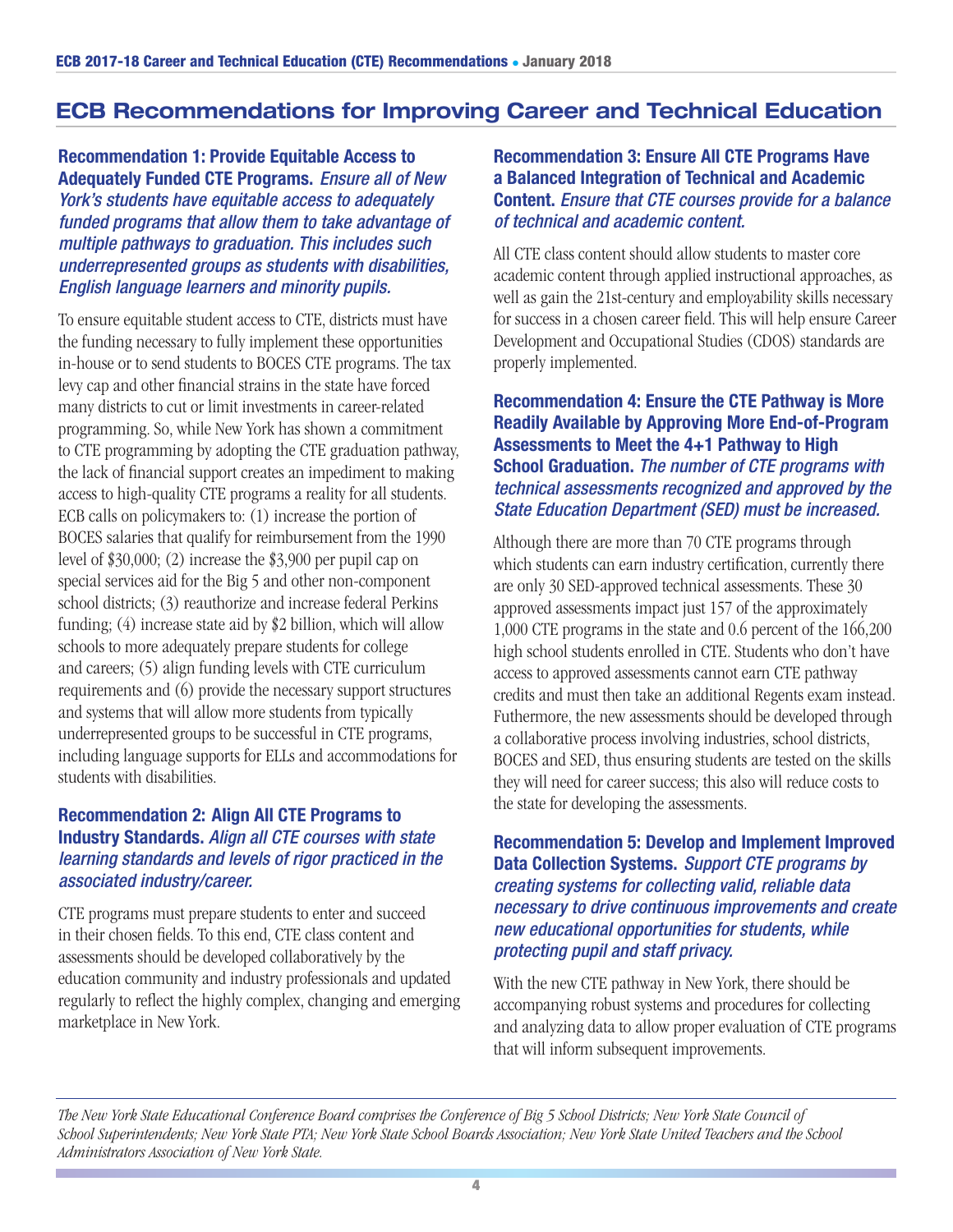## ECB Recommendations for Improving Career and Technical Education

**Recommendation 1: Provide Equitable Access to Adequately Funded CTE Programs.** *Ensure all of New York's students have equitable access to adequately funded programs that allow them to take advantage of multiple pathways to graduation. This includes such underrepresented groups as students with disabilities, English language learners and minority pupils.*

To ensure equitable student access to CTE, districts must have the funding necessary to fully implement these opportunities in-house or to send students to BOCES CTE programs. The tax levy cap and other financial strains in the state have forced many districts to cut or limit investments in career-related programming. So, while New York has shown a commitment to CTE programming by adopting the CTE graduation pathway, the lack of financial support creates an impediment to making access to high-quality CTE programs a reality for all students. ECB calls on policymakers to: (1) increase the portion of BOCES salaries that qualify for reimbursement from the 1990 level of $30,000; (2) increase the $3,900 per pupil cap on special services aid for the Big 5 and other non-component school districts; (3) reauthorize and increase federal Perkins funding; (4) increase state aid by $2 billion, which will allow schools to more adequately prepare students for college and careers; (5) align funding levels with CTE curriculum requirements and (6) provide the necessary support structures and systems that will allow more students from typically underrepresented groups to be successful in CTE programs, including language supports for ELLs and accommodations for students with disabilities.

**Recommendation 2: Align All CTE Programs to Industry Standards.** *Align all CTE courses with state learning standards and levels of rigor practiced in the associated industry/career.*

CTE programs must prepare students to enter and succeed in their chosen fields. To this end, CTE class content and assessments should be developed collaboratively by the education community and industry professionals and updated regularly to reflect the highly complex, changing and emerging marketplace in New York.

**Recommendation 3: Ensure All CTE Programs Have a Balanced Integration of Technical and Academic Content.** *Ensure that CTE courses provide for a balance of technical and academic content.*

All CTE class content should allow students to master core academic content through applied instructional approaches, as well as gain the 21st-century and employability skills necessary for success in a chosen career field. This will help ensure Career Development and Occupational Studies (CDOS) standards are properly implemented.

**Recommendation 4: Ensure the CTE Pathway is More Readily Available by Approving More End-of-Program Assessments to Meet the 4+1 Pathway to High School Graduation.** *The number of CTE programs with technical assessments recognized and approved by the State Education Department (SED) must be increased.*

Although there are more than 70 CTE programs through which students can earn industry certification, currently there are only 30 SED-approved technical assessments. These 30 approved assessments impact just 157 of the approximately 1,000 CTE programs in the state and 0.6 percent of the 166,200 high school students enrolled in CTE. Students who don't have access to approved assessments cannot earn CTE pathway credits and must then take an additional Regents exam instead. Futhermore, the new assessments should be developed through a collaborative process involving industries, school districts, BOCES and SED, thus ensuring students are tested on the skills they will need for career success; this also will reduce costs to the state for developing the assessments.

**Recommendation 5: Develop and Implement Improved Data Collection Systems.** *Support CTE programs by creating systems for collecting valid, reliable data necessary to drive continuous improvements and create new educational opportunities for students, while protecting pupil and staff privacy.*

With the new CTE pathway in New York, there should be accompanying robust systems and procedures for collecting and analyzing data to allow proper evaluation of CTE programs that will inform subsequent improvements.

---

*The New York State Educational Conference Board comprises the Conference of Big 5 School Districts; New York State Council of School Superintendents; New York State PTA; New York State School Boards Association; New York State United Teachers and the School Administrators Association of New York State.*